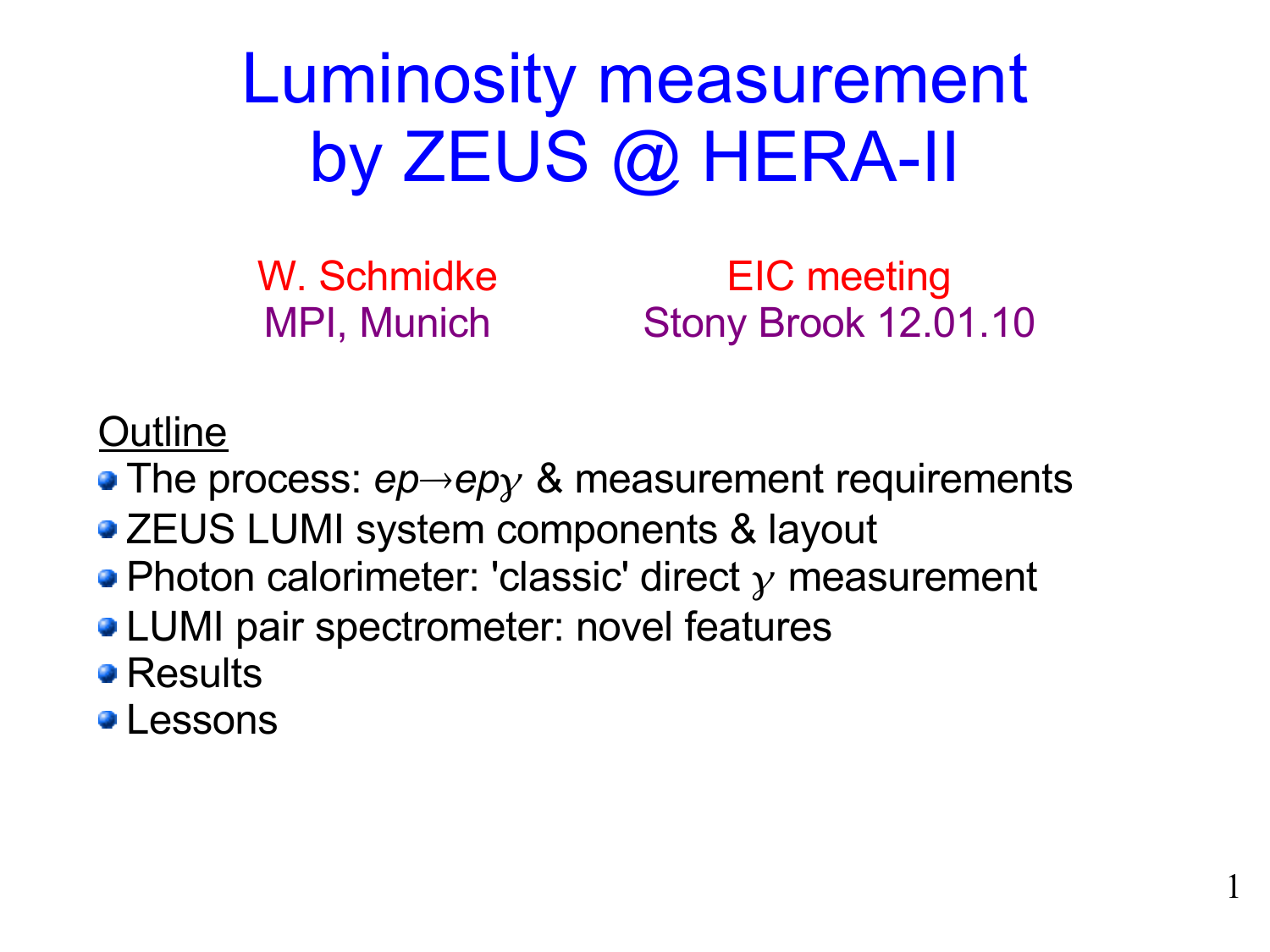# Luminosity measurement by ZEUS @ HERA-II

W. Schmidke
MPI, Munich

EIC meeting
Stony Brook 12.01.10

<u>Outline</u>

- The process: $ep \rightarrow ep\gamma$ & measurement requirements
- ZEUS LUMI system components & layout
- Photon calorimeter: 'classic' direct $\gamma$ measurement
- LUMI pair spectrometer: novel features
- Results
- Lessons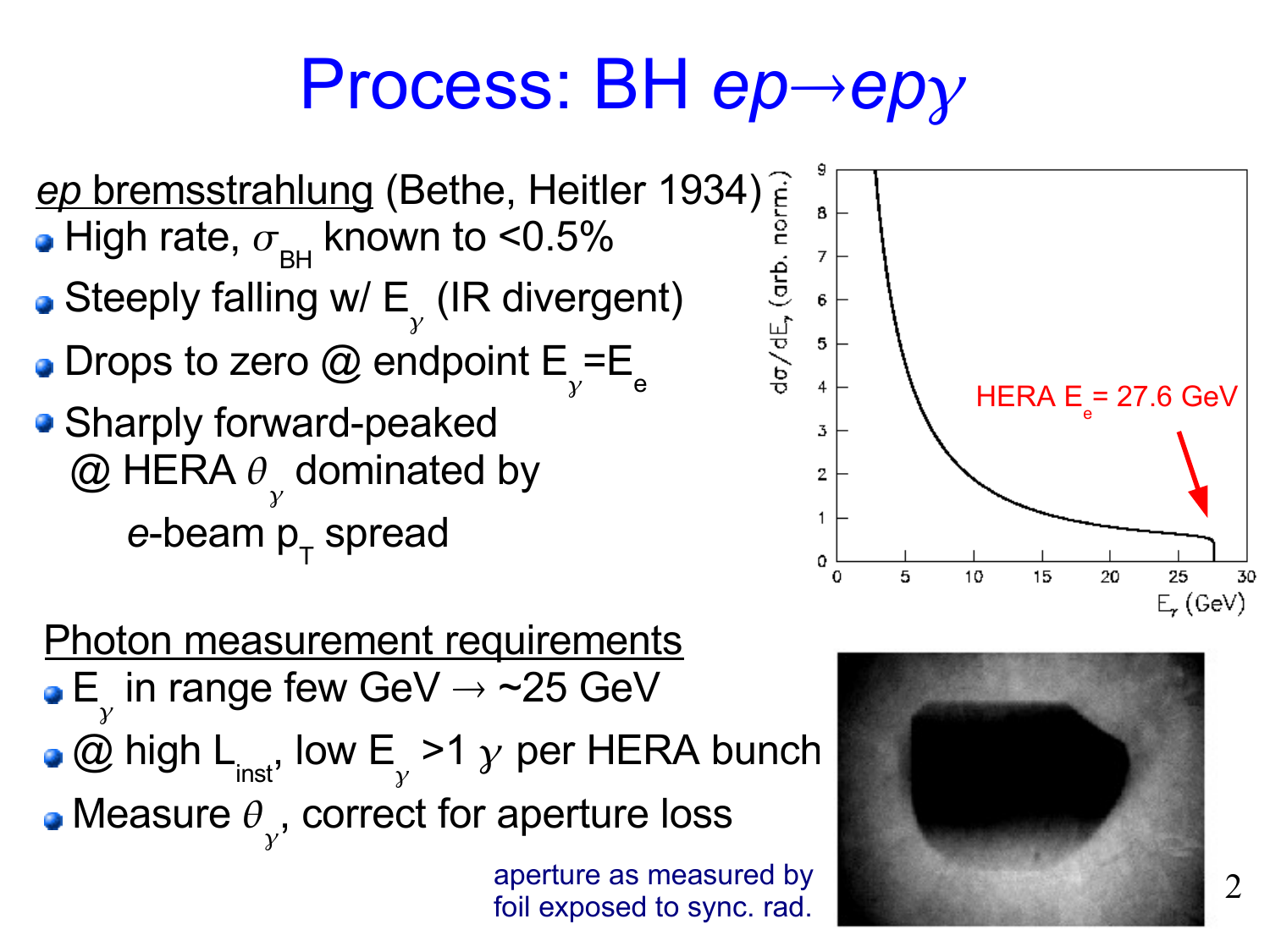# Process: BH $ep \rightarrow ep\gamma$

*ep* bremsstrahlung (Bethe, Heitler 1934)

- High rate, $\sigma_{BH}$ known to <0.5%
- Steeply falling w/ $E_\gamma$ (IR divergent)
- Drops to zero @ endpoint $E_\gamma = E_e$
- Sharply forward-peaked
  @ HERA $\theta_\gamma$ dominated by
  *e*-beam $p_T$ spread

HERA $E_e$ = 27.6 GeV

## Photon measurement requirements

- $E_\gamma$ in range few GeV → ~25 GeV
- @ high $L_{inst}$, low $E_\gamma$ >1 $\gamma$ per HERA bunch
- Measure $\theta_\gamma$, correct for aperture loss

aperture as measured by foil exposed to sync. rad.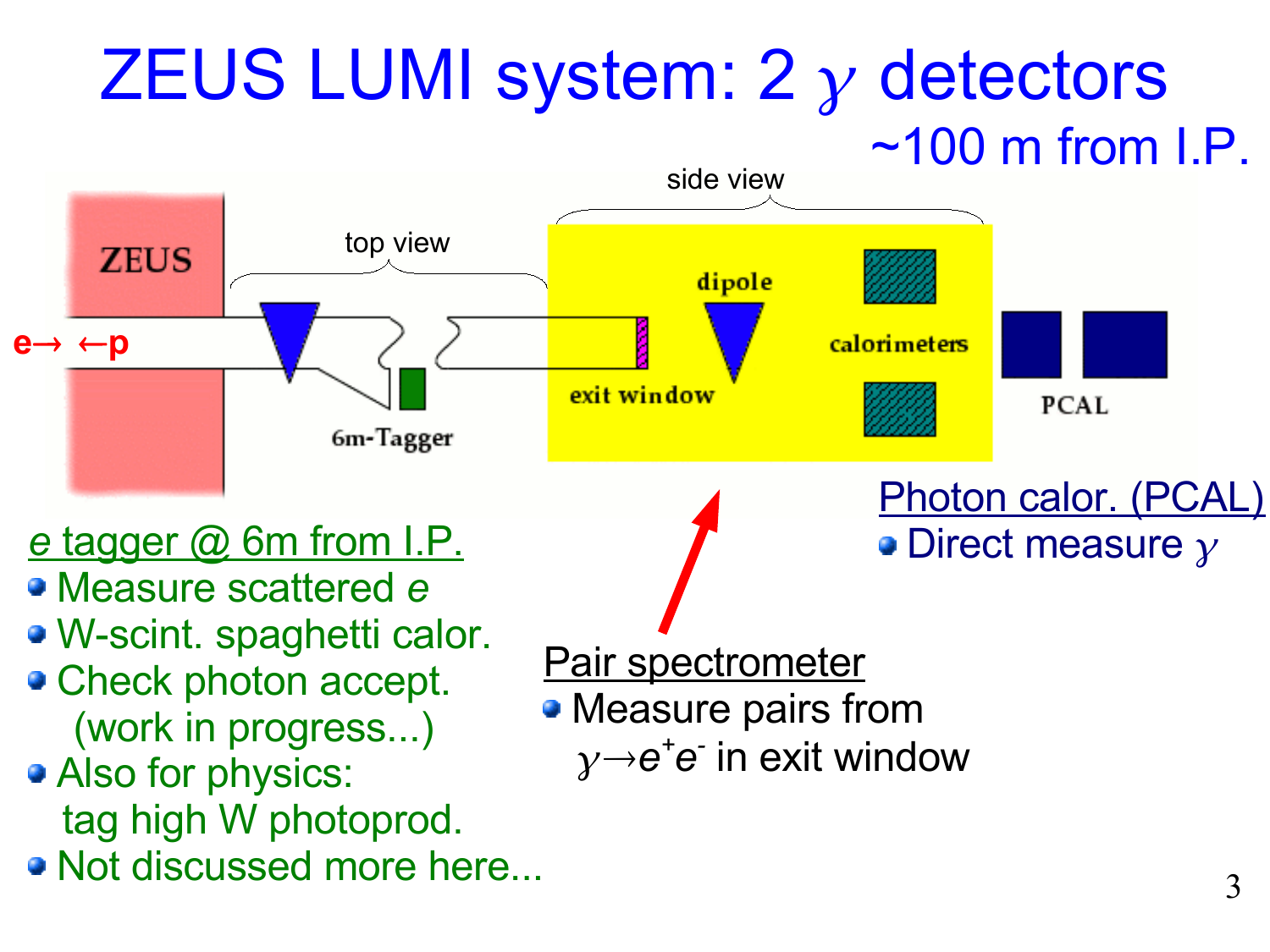# ZEUS LUMI system: 2 $\gamma$ detectors

~100 m from I.P.

side view

top view

ZEUS

e→ ←p

6m-Tagger

dipole

exit window

calorimeters

PCAL

## e tagger @ 6m from I.P.

- Measure scattered *e*
- W-scint. spaghetti calor.
- Check photon accept. (work in progress...)
- Also for physics: tag high W photoprod.
- Not discussed more here...

## Pair spectrometer

- Measure pairs from $\gamma \rightarrow e^+e^-$ in exit window

## Photon calor. (PCAL)

- Direct measure $\gamma$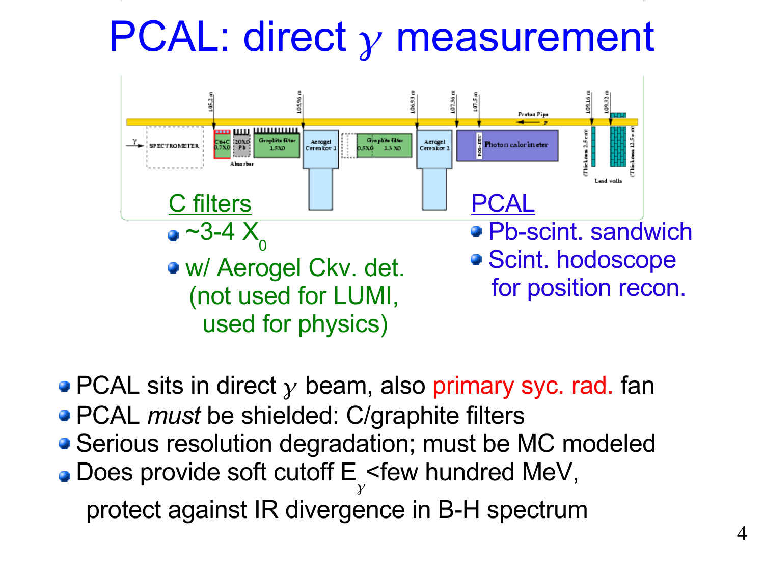# PCAL: direct $\gamma$ measurement

C filters

- ~3-4 $X_0$
- w/ Aerogel Ckv. det. (not used for LUMI, used for physics)

PCAL

- Pb-scint. sandwich
- Scint. hodoscope for position recon.

- PCAL sits in direct $\gamma$ beam, also primary syc. rad. fan
- PCAL *must* be shielded: C/graphite filters
- Serious resolution degradation; must be MC modeled
- Does provide soft cutoff $E_\gamma$<few hundred MeV, protect against IR divergence in B-H spectrum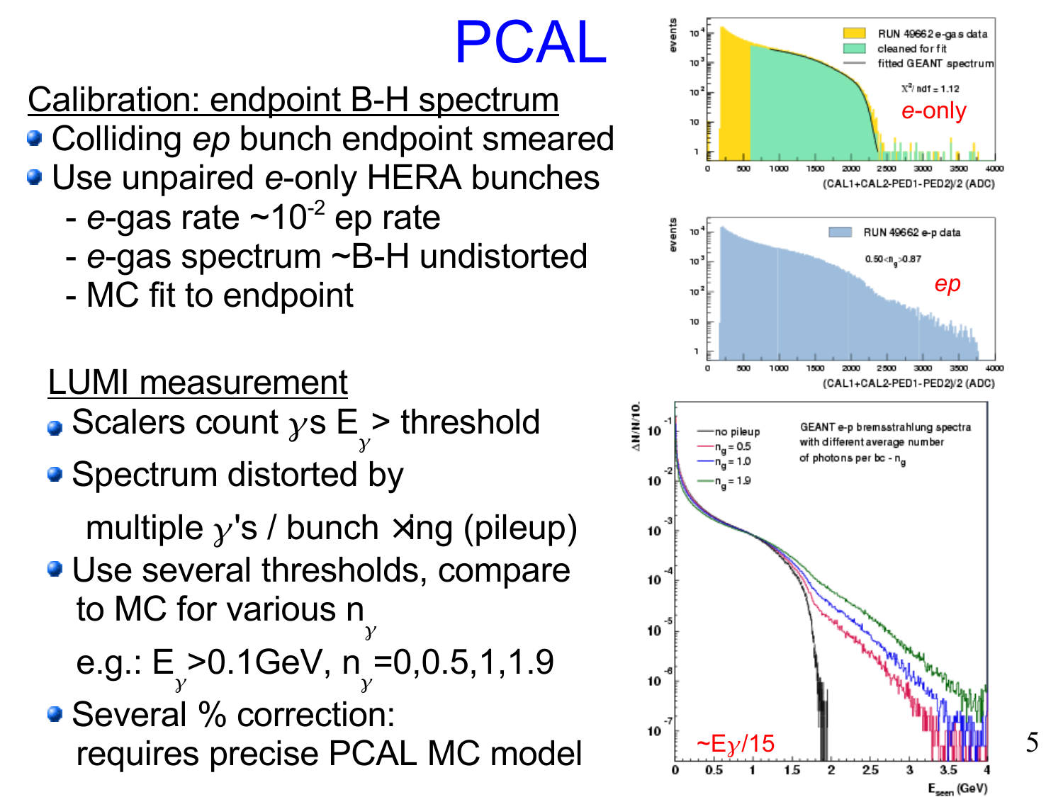# PCAL

**Calibration: endpoint B-H spectrum**

- Colliding *ep* bunch endpoint smeared
- Use unpaired *e*-only HERA bunches
  - *e*-gas rate ~$10^{-2}$ ep rate
  - *e*-gas spectrum ~B-H undistorted
  - MC fit to endpoint

**LUMI measurement**

- Scalers count $\gamma$s $E_\gamma$ > threshold
- Spectrum distorted by multiple $\gamma$'s / bunch xing (pileup)
- Use several thresholds, compare to MC for various $n_\gamma$
  e.g.: $E_\gamma$>0.1GeV, $n_\gamma$=0,0.5,1,1.9
- Several % correction: requires precise PCAL MC model

RUN 49662 e-gas data / cleaned for fit / fitted GEANT spectrum; $\chi^2$/ndf = 1.12; *e*-only; (CAL1+CAL2-PED1-PED2)/2 (ADC)

RUN 49662 e-p data; $0.50<n_g<0.87$; *ep*; (CAL1+CAL2-PED1-PED2)/2 (ADC)

GEANT e-p bremsstrahlung spectra with different average number of photons per bc - $n_g$; no pileup, $n_g$ = 0.5, $n_g$ = 1.0, $n_g$ = 1.9; ~$E\gamma$/15; $E_{seen}$ (GeV)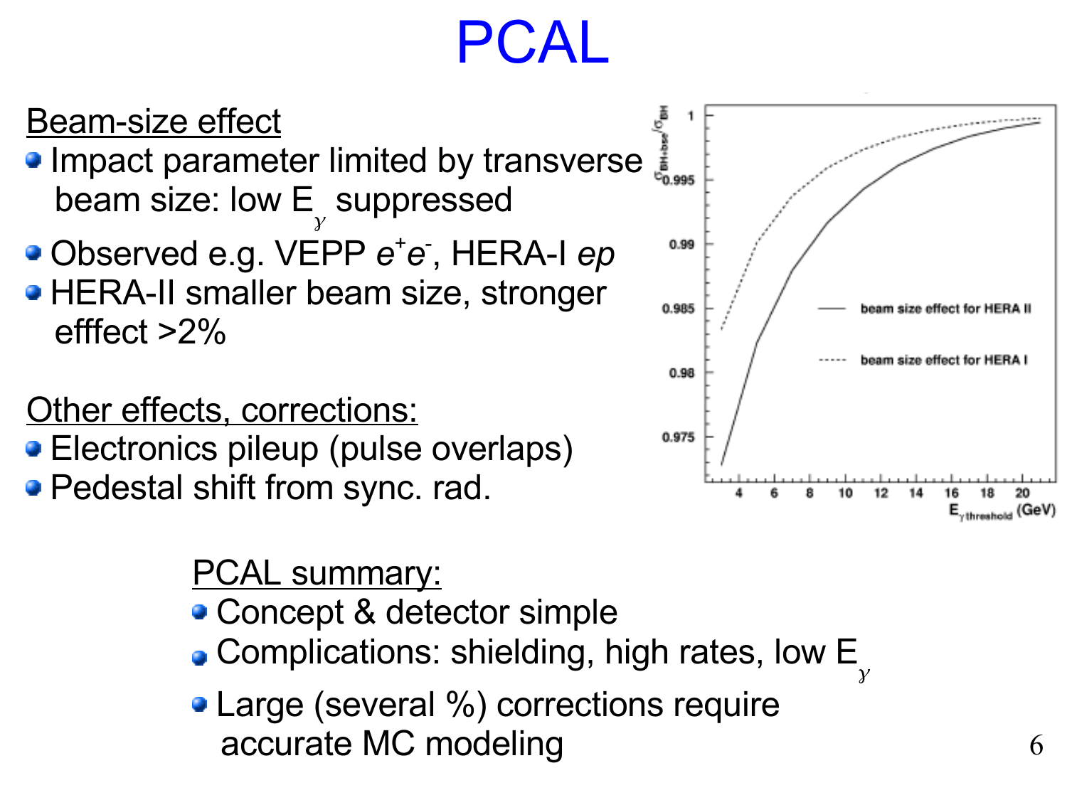# PCAL

Beam-size effect

- Impact parameter limited by transverse beam size: low $E_\gamma$ suppressed
- Observed e.g. VEPP $e^+e^-$, HERA-I *ep*
- HERA-II smaller beam size, stronger efffect >2%

Other effects, corrections:

- Electronics pileup (pulse overlaps)
- Pedestal shift from sync. rad.

PCAL summary:

- Concept & detector simple
- Complications: shielding, high rates, low $E_\gamma$
- Large (several %) corrections require accurate MC modeling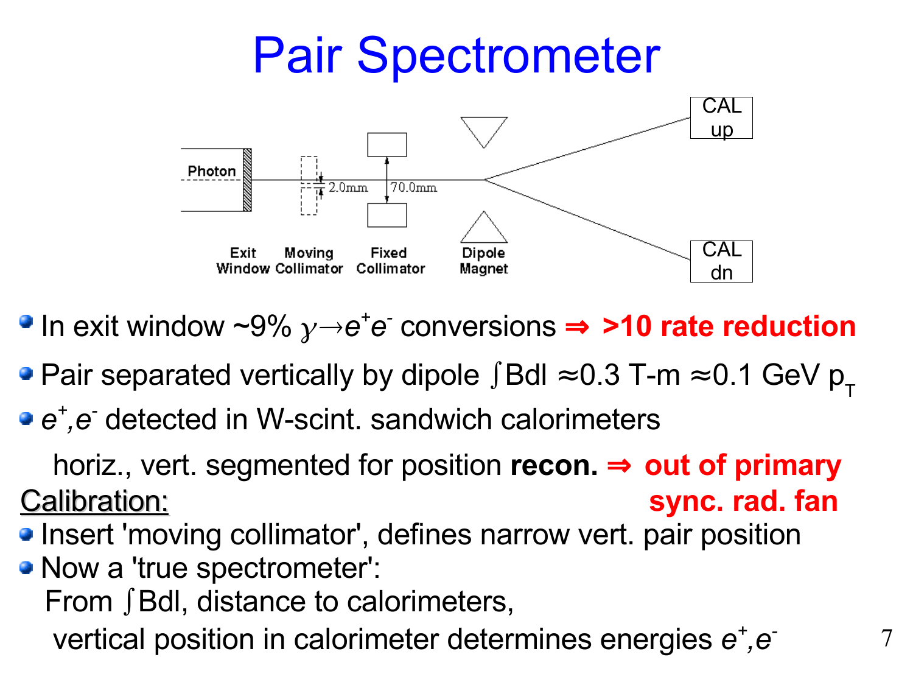# Pair Spectrometer

Photon

2.0mm

70.0mm

CAL up

CAL dn

Exit Window

Moving Collimator

Fixed Collimator

Dipole Magnet

- In exit window ~9% $\gamma \rightarrow e^+e^-$ conversions **⇒ >10 rate reduction**
- Pair separated vertically by dipole $\int Bdl \approx 0.3$ T-m $\approx 0.1$ GeV $p_T$
- $e^+,e^-$ detected in W-scint. sandwich calorimeters

  horiz., vert. segmented for position **recon. ⇒ out of primary sync. rad. fan**

Calibration:

- Insert 'moving collimator', defines narrow vert. pair position
- Now a 'true spectrometer':

  From $\int Bdl$, distance to calorimeters,

  vertical position in calorimeter determines energies $e^+,e^-$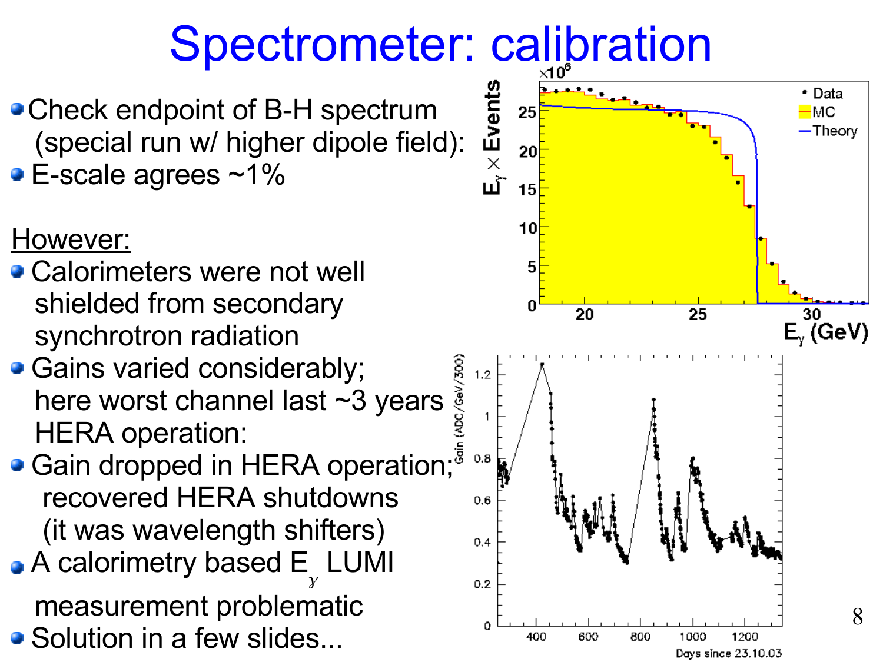# Spectrometer: calibration

- Check endpoint of B-H spectrum (special run w/ higher dipole field):
- E-scale agrees ~1%

However:

- Calorimeters were not well shielded from secondary synchrotron radiation
- Gains varied considerably; here worst channel last ~3 years HERA operation:
- Gain dropped in HERA operation; recovered HERA shutdowns (it was wavelength shifters)
- A calorimetry based $E_\gamma$ LUMI measurement problematic
- Solution in a few slides...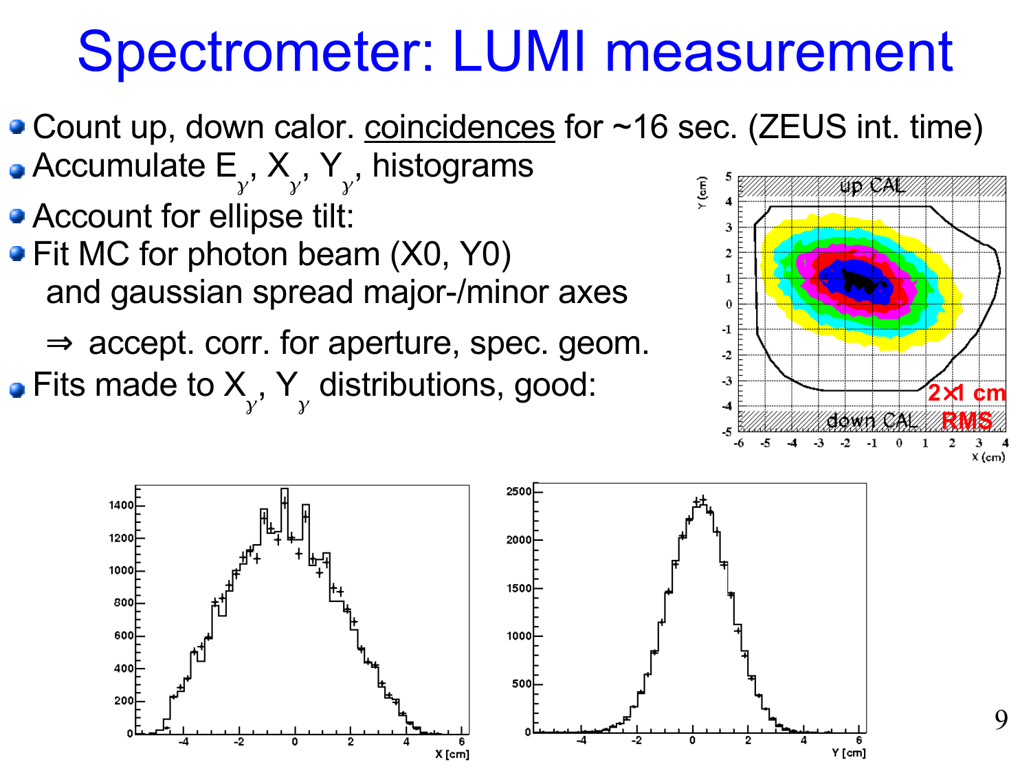# Spectrometer: LUMI measurement

- Count up, down calor. coincidences for ~16 sec. (ZEUS int. time)
- Accumulate $E_\gamma$, $X_\gamma$, $Y_\gamma$, histograms
- Account for ellipse tilt:
- Fit MC for photon beam (X0, Y0) and gaussian spread major-/minor axes

  ⇒ accept. corr. for aperture, spec. geom.
- Fits made to $X_\gamma$, $Y_\gamma$ distributions, good: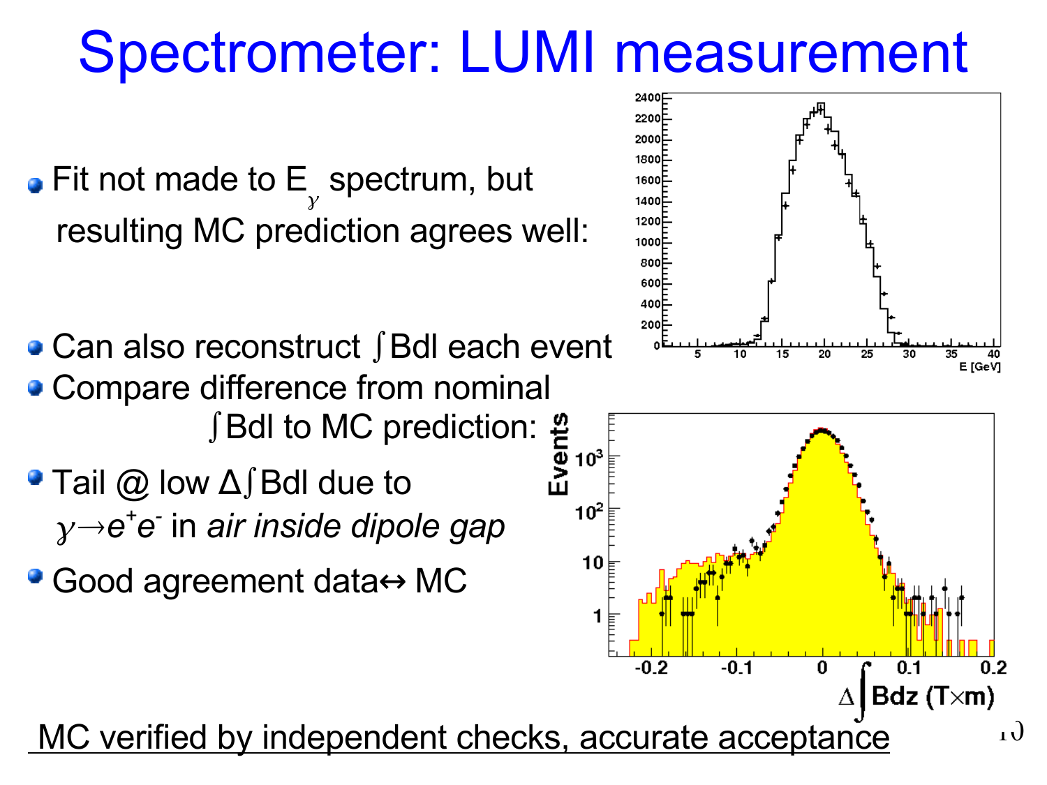# Spectrometer: LUMI measurement

- Fit not made to $E_\gamma$ spectrum, but resulting MC prediction agrees well:

- Can also reconstruct $\int$Bdl each event
- Compare difference from nominal $\int$Bdl to MC prediction:
- Tail @ low $\Delta\int$Bdl due to $\gamma \rightarrow e^+e^-$ in *air inside dipole gap*
- Good agreement data↔ MC

<u>MC verified by independent checks, accurate acceptance</u>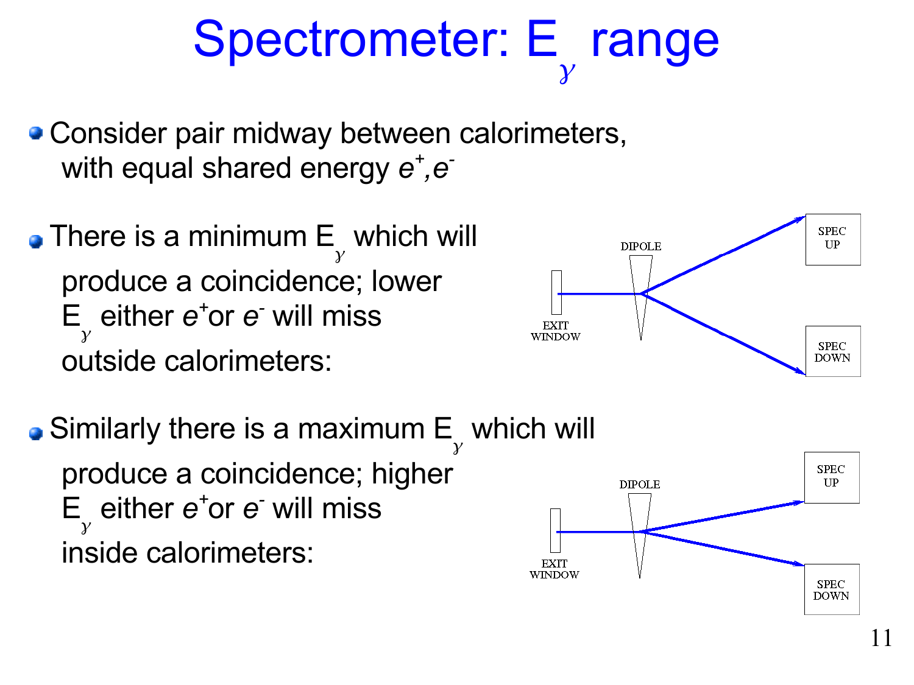# Spectrometer: $E_\gamma$ range

- Consider pair midway between calorimeters, with equal shared energy $e^+, e^-$

- There is a minimum $E_\gamma$ which will produce a coincidence; lower $E_\gamma$ either $e^+$ or $e^-$ will miss outside calorimeters:

DIPOLE

EXIT WINDOW

SPEC UP

SPEC DOWN

- Similarly there is a maximum $E_\gamma$ which will produce a coincidence; higher $E_\gamma$ either $e^+$ or $e^-$ will miss inside calorimeters:

DIPOLE

EXIT WINDOW

SPEC UP

SPEC DOWN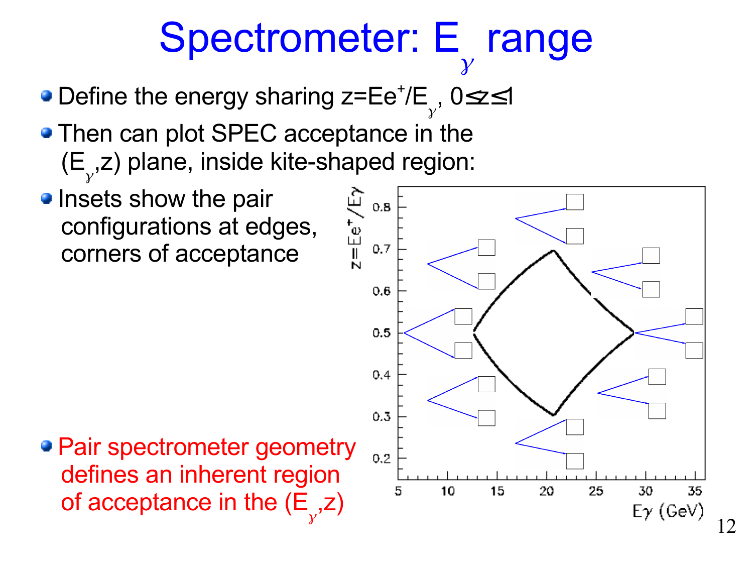# Spectrometer: $E_\gamma$ range

- Define the energy sharing $z=Ee^+/E_\gamma$, $0\leq z\leq 1$
- Then can plot SPEC acceptance in the $(E_\gamma,z)$ plane, inside kite-shaped region:
- Insets show the pair configurations at edges, corners of acceptance
- Pair spectrometer geometry defines an inherent region of acceptance in the $(E_\gamma,z)$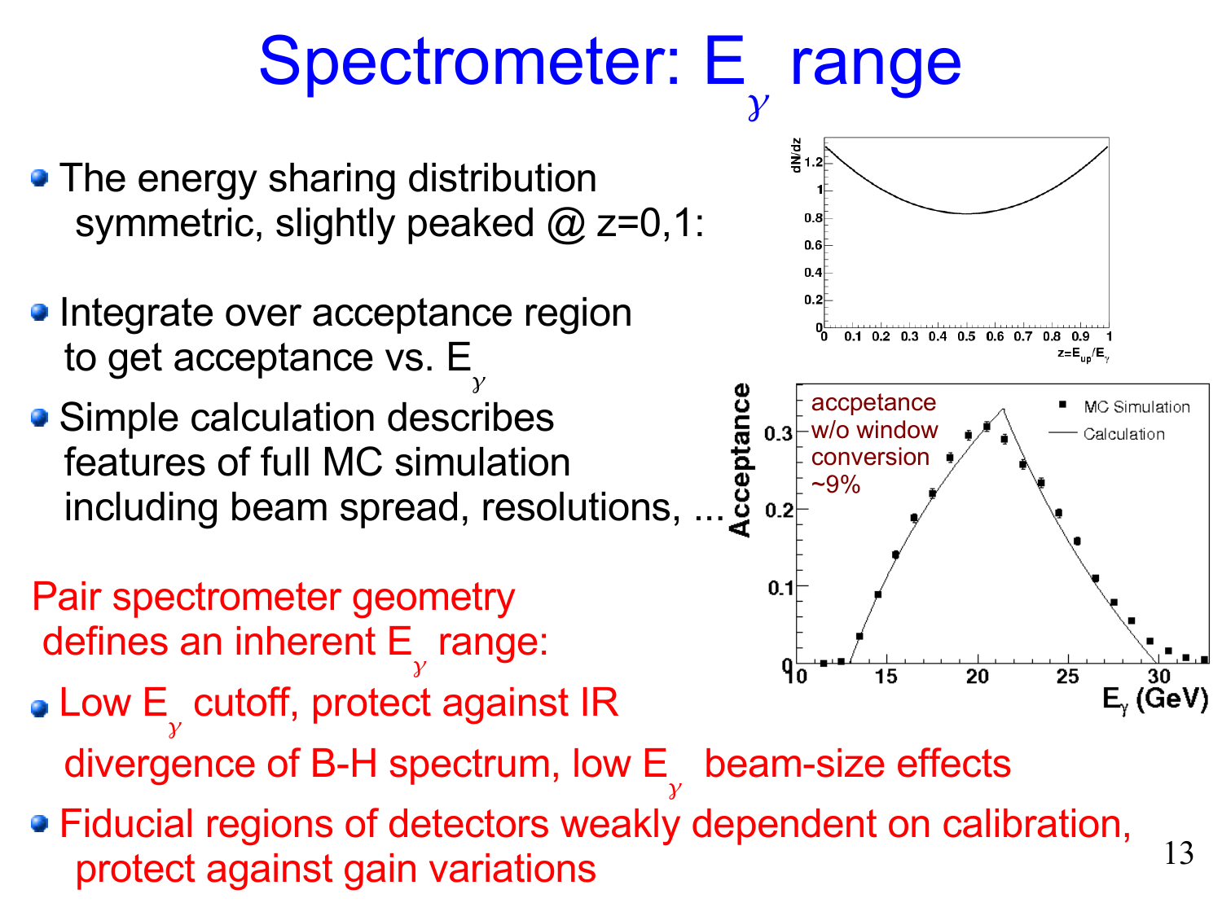# Spectrometer: $E_\gamma$ range

- The energy sharing distribution symmetric, slightly peaked @ z=0,1:
- Integrate over acceptance region to get acceptance vs. $E_\gamma$
- Simple calculation describes features of full MC simulation including beam spread, resolutions, ...

accpetance w/o window conversion ~9%

Pair spectrometer geometry defines an inherent $E_\gamma$ range:

- Low $E_\gamma$ cutoff, protect against IR divergence of B-H spectrum, low $E_\gamma$ beam-size effects
- Fiducial regions of detectors weakly dependent on calibration, protect against gain variations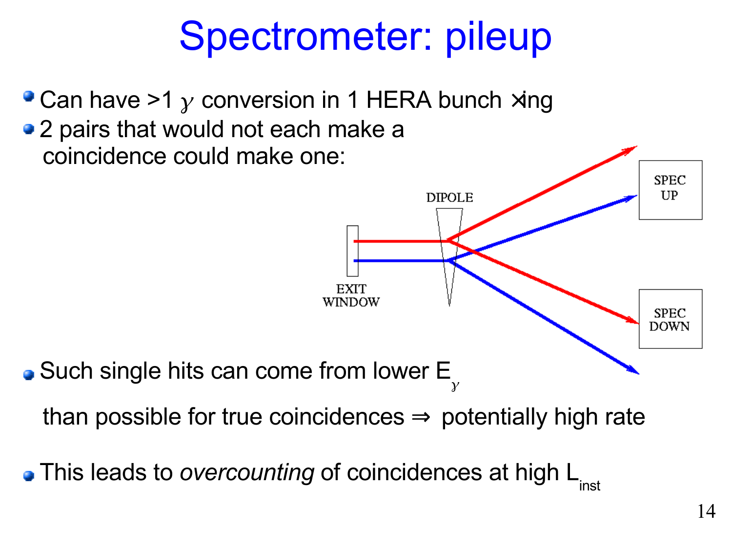# Spectrometer: pileup

- Can have >1 $\gamma$ conversion in 1 HERA bunch ×ing
- 2 pairs that would not each make a coincidence could make one:

DIPOLE

EXIT WINDOW

SPEC UP

SPEC DOWN

- Such single hits can come from lower $E_\gamma$ than possible for true coincidences ⇒ potentially high rate
- This leads to *overcounting* of coincidences at high $L_{inst}$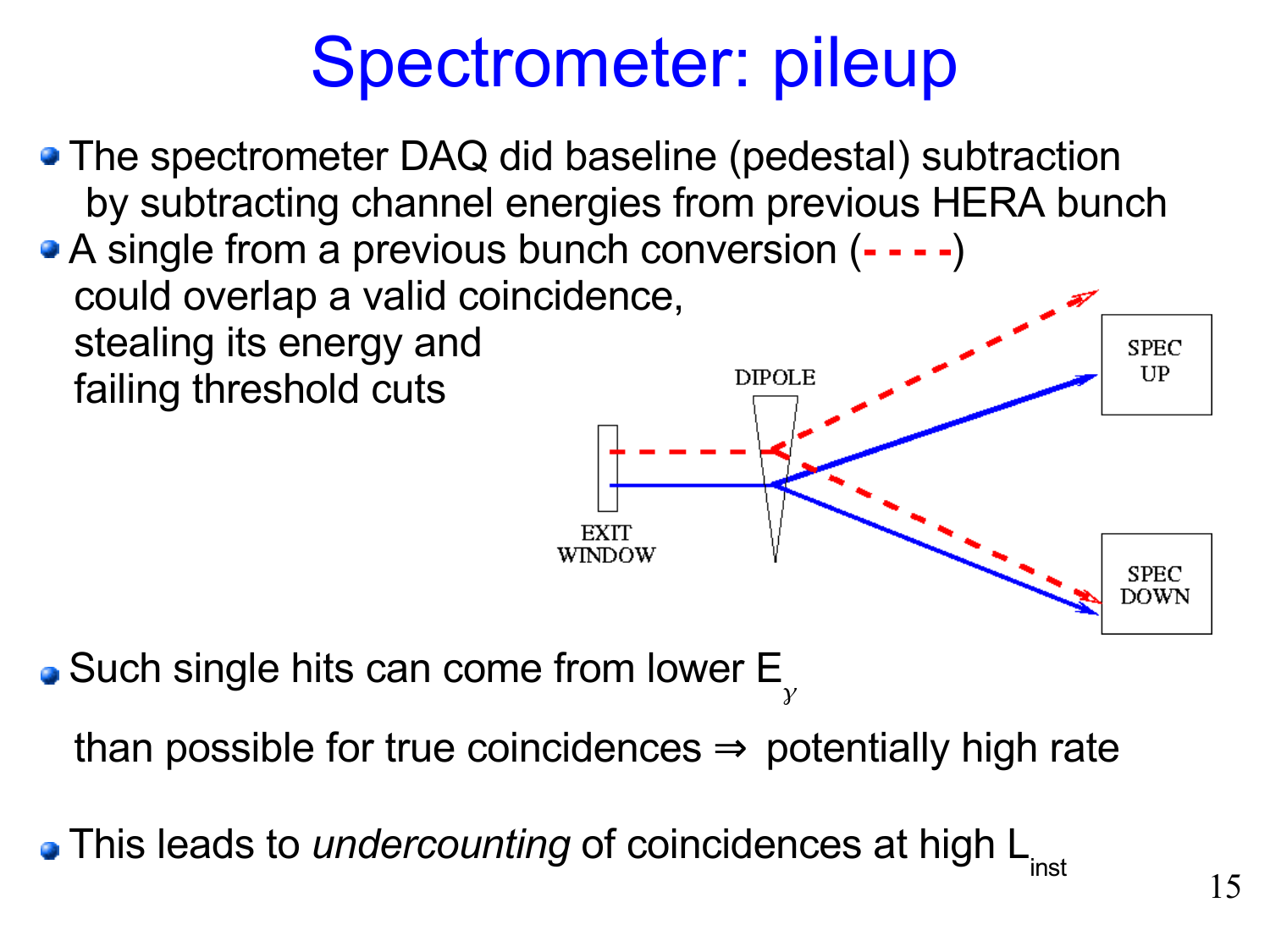# Spectrometer: pileup

- The spectrometer DAQ did baseline (pedestal) subtraction by subtracting channel energies from previous HERA bunch
- A single from a previous bunch conversion (- - - -) could overlap a valid coincidence, stealing its energy and failing threshold cuts

DIPOLE

SPEC UP

EXIT WINDOW

SPEC DOWN

- Such single hits can come from lower $E_\gamma$ than possible for true coincidences ⇒ potentially high rate
- This leads to *undercounting* of coincidences at high $L_{inst}$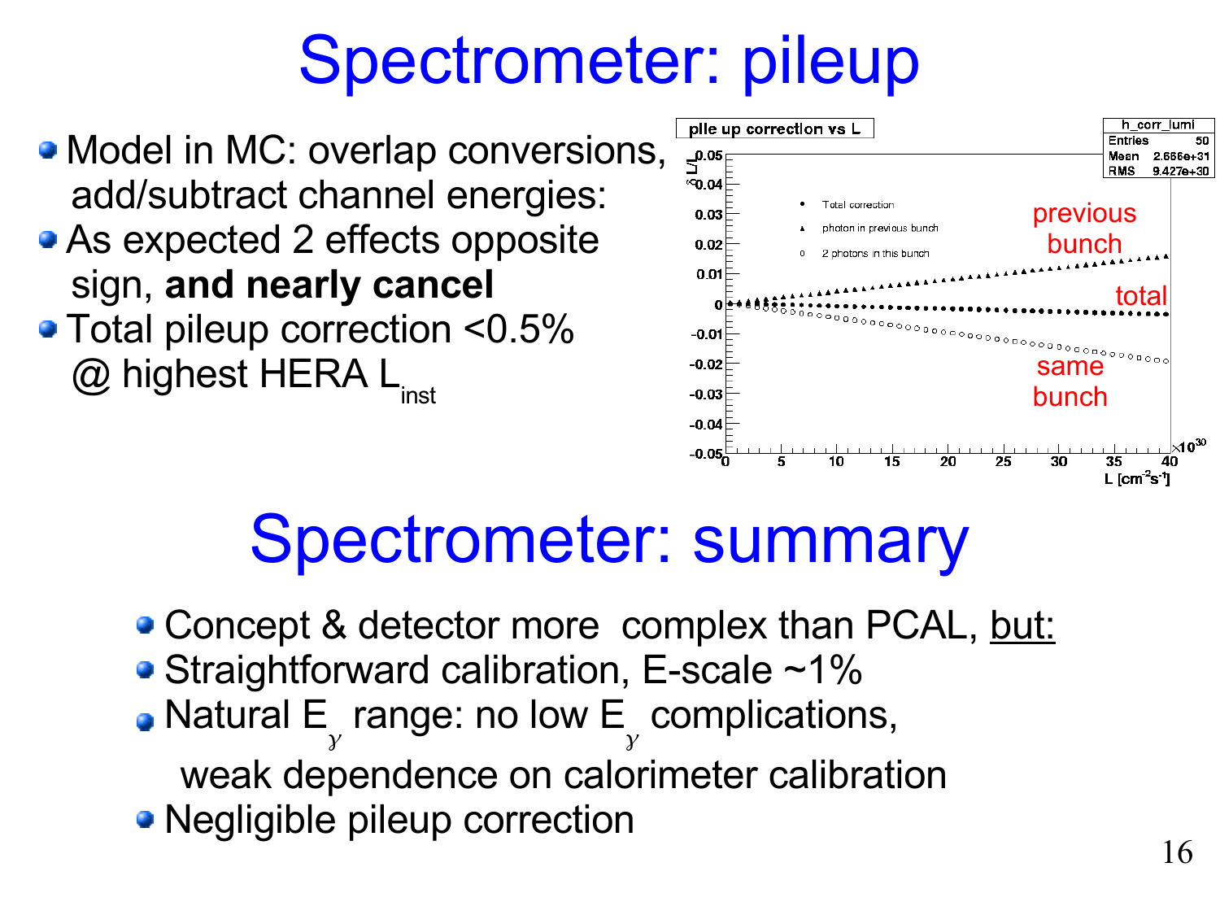# Spectrometer: pileup

- Model in MC: overlap conversions, add/subtract channel energies:
- As expected 2 effects opposite sign, **and nearly cancel**
- Total pileup correction <0.5% @ highest HERA $L_{inst}$

# Spectrometer: summary

- Concept & detector more complex than PCAL, <u>but:</u>
- Straightforward calibration, E-scale ~1%
- Natural $E_{\gamma}$ range: no low $E_{\gamma}$ complications, weak dependence on calorimeter calibration
- Negligible pileup correction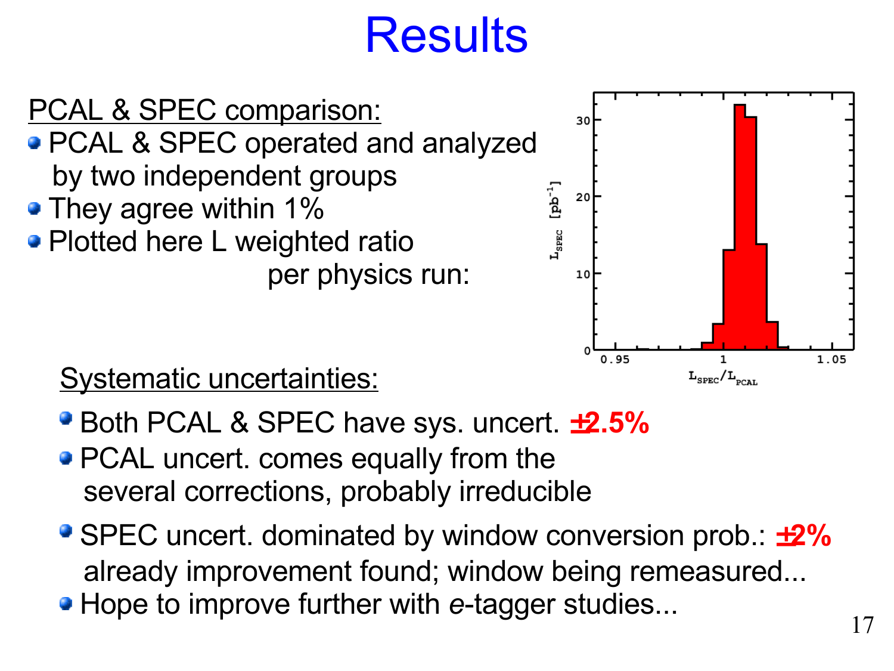# Results

PCAL & SPEC comparison:

- PCAL & SPEC operated and analyzed by two independent groups
- They agree within 1%
- Plotted here L weighted ratio per physics run:

Systematic uncertainties:

- Both PCAL & SPEC have sys. uncert. **±2.5%**
- PCAL uncert. comes equally from the several corrections, probably irreducible
- SPEC uncert. dominated by window conversion prob.: **±2%** already improvement found; window being remeasured...
- Hope to improve further with *e*-tagger studies...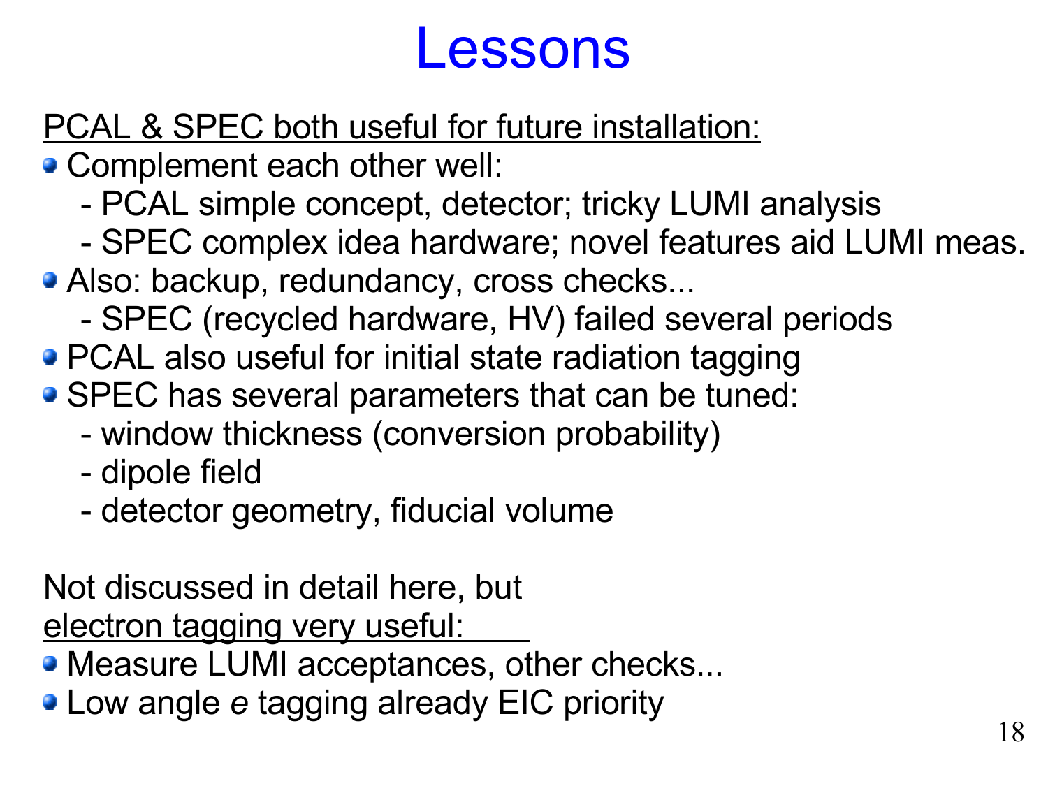# Lessons

PCAL & SPEC both useful for future installation:

- Complement each other well:
  - PCAL simple concept, detector; tricky LUMI analysis
  - SPEC complex idea hardware; novel features aid LUMI meas.
- Also: backup, redundancy, cross checks...
  - SPEC (recycled hardware, HV) failed several periods
- PCAL also useful for initial state radiation tagging
- SPEC has several parameters that can be tuned:
  - window thickness (conversion probability)
  - dipole field
  - detector geometry, fiducial volume

Not discussed in detail here, but
electron tagging very useful:

- Measure LUMI acceptances, other checks...
- Low angle *e* tagging already EIC priority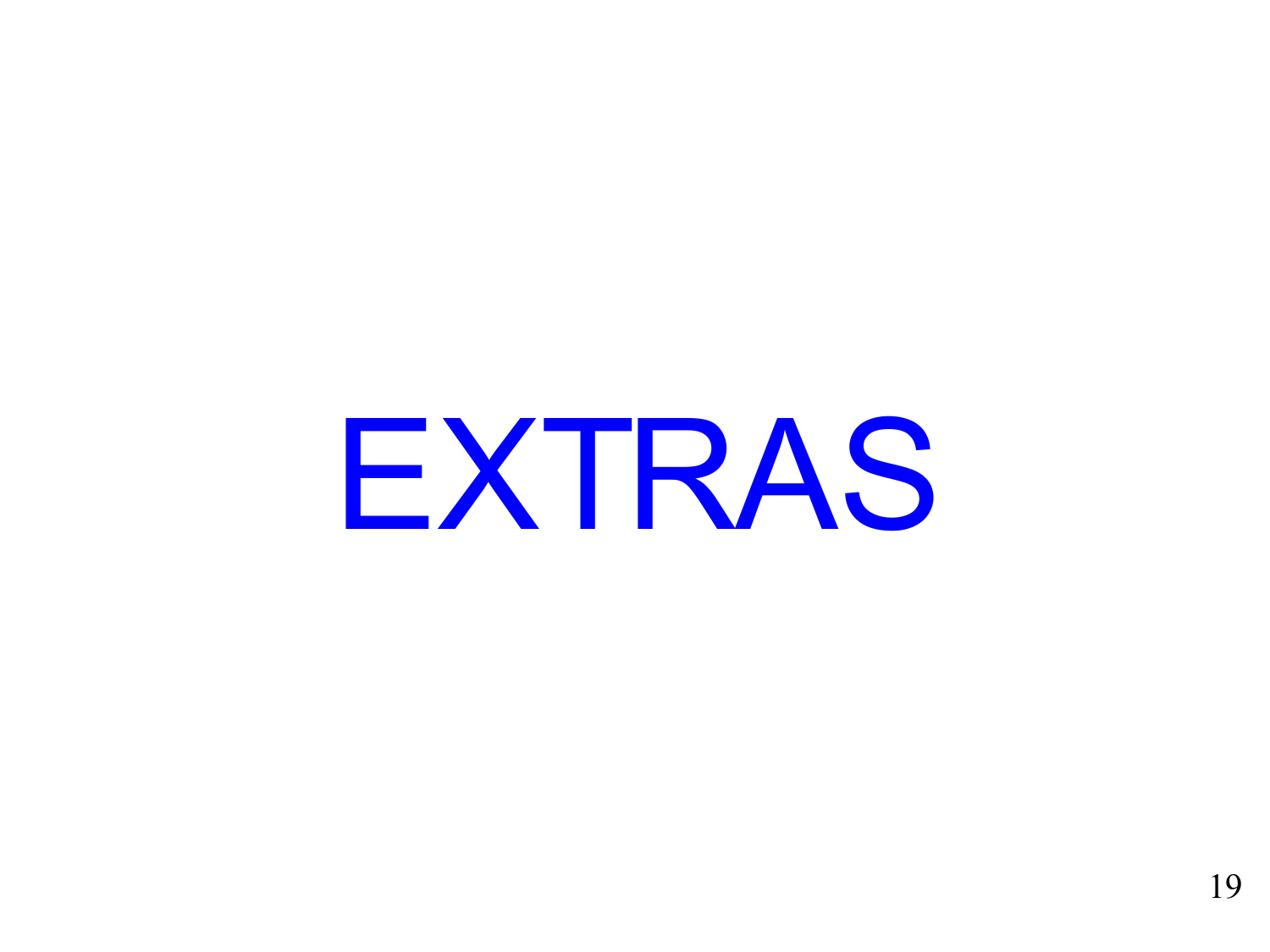# EXTRAS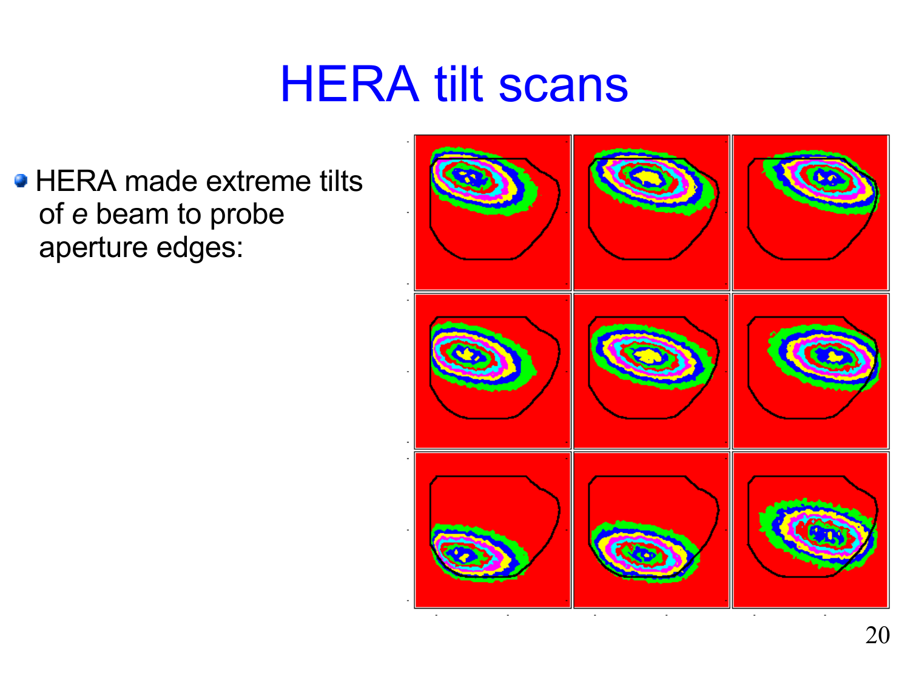# HERA tilt scans

- HERA made extreme tilts of *e* beam to probe aperture edges: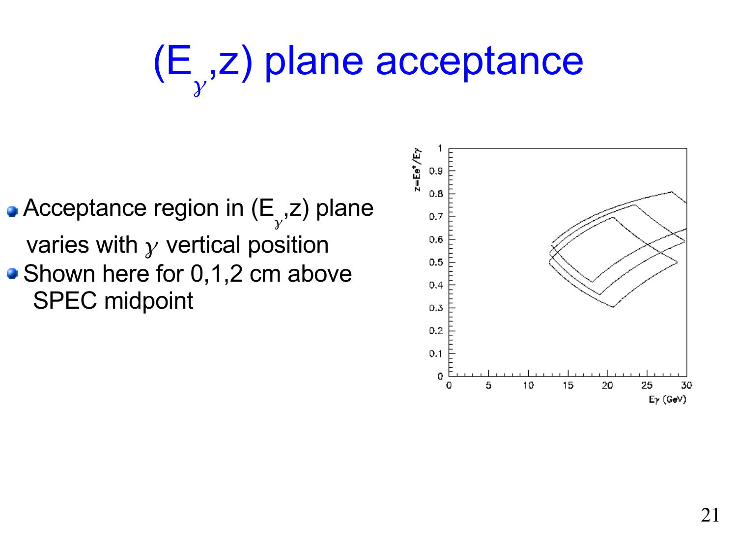# ($E_\gamma$,z) plane acceptance

- Acceptance region in ($E_\gamma$,z) plane varies with $\gamma$ vertical position
- Shown here for 0,1,2 cm above SPEC midpoint

z=Ee*/Eγ

1
0.9
0.8
0.7
0.6
0.5
0.4
0.3
0.2
0.1
0

0 5 10 15 20 25 30

Eγ (GeV)